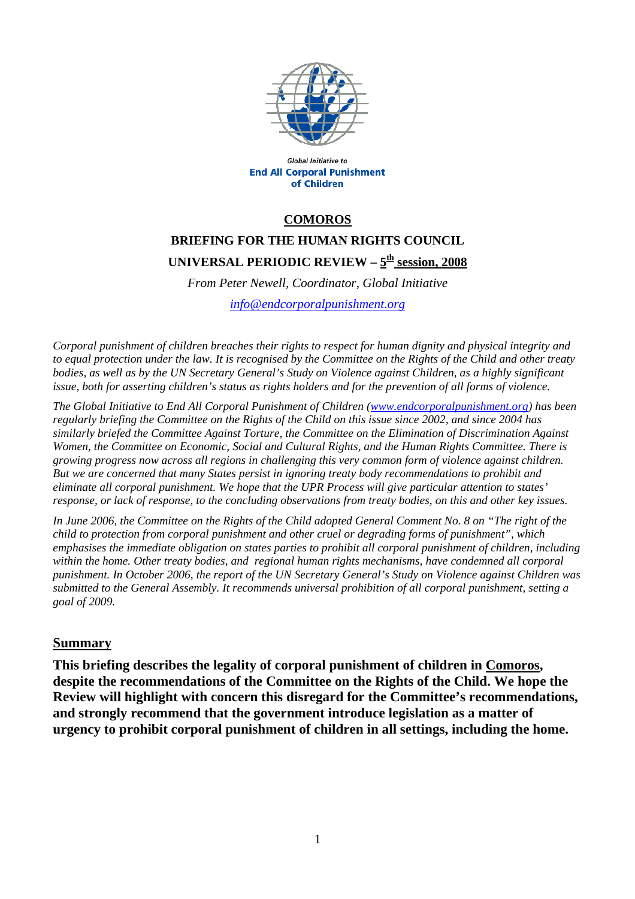Global Initiative to
**End All Corporal Punishment of Children**

# COMOROS

## BRIEFING FOR THE HUMAN RIGHTS COUNCIL

## UNIVERSAL PERIODIC REVIEW – 5th session, 2008

*From Peter Newell, Coordinator, Global Initiative*

*info@endcorporalpunishment.org*

*Corporal punishment of children breaches their rights to respect for human dignity and physical integrity and to equal protection under the law. It is recognised by the Committee on the Rights of the Child and other treaty bodies, as well as by the UN Secretary General's Study on Violence against Children, as a highly significant issue, both for asserting children's status as rights holders and for the prevention of all forms of violence.*

*The Global Initiative to End All Corporal Punishment of Children (www.endcorporalpunishment.org) has been regularly briefing the Committee on the Rights of the Child on this issue since 2002, and since 2004 has similarly briefed the Committee Against Torture, the Committee on the Elimination of Discrimination Against Women, the Committee on Economic, Social and Cultural Rights, and the Human Rights Committee. There is growing progress now across all regions in challenging this very common form of violence against children. But we are concerned that many States persist in ignoring treaty body recommendations to prohibit and eliminate all corporal punishment. We hope that the UPR Process will give particular attention to states' response, or lack of response, to the concluding observations from treaty bodies, on this and other key issues.*

*In June 2006, the Committee on the Rights of the Child adopted General Comment No. 8 on "The right of the child to protection from corporal punishment and other cruel or degrading forms of punishment", which emphasises the immediate obligation on states parties to prohibit all corporal punishment of children, including within the home. Other treaty bodies, and regional human rights mechanisms, have condemned all corporal punishment. In October 2006, the report of the UN Secretary General's Study on Violence against Children was submitted to the General Assembly. It recommends universal prohibition of all corporal punishment, setting a goal of 2009.*

## Summary

**This briefing describes the legality of corporal punishment of children in Comoros, despite the recommendations of the Committee on the Rights of the Child. We hope the Review will highlight with concern this disregard for the Committee's recommendations, and strongly recommend that the government introduce legislation as a matter of urgency to prohibit corporal punishment of children in all settings, including the home.**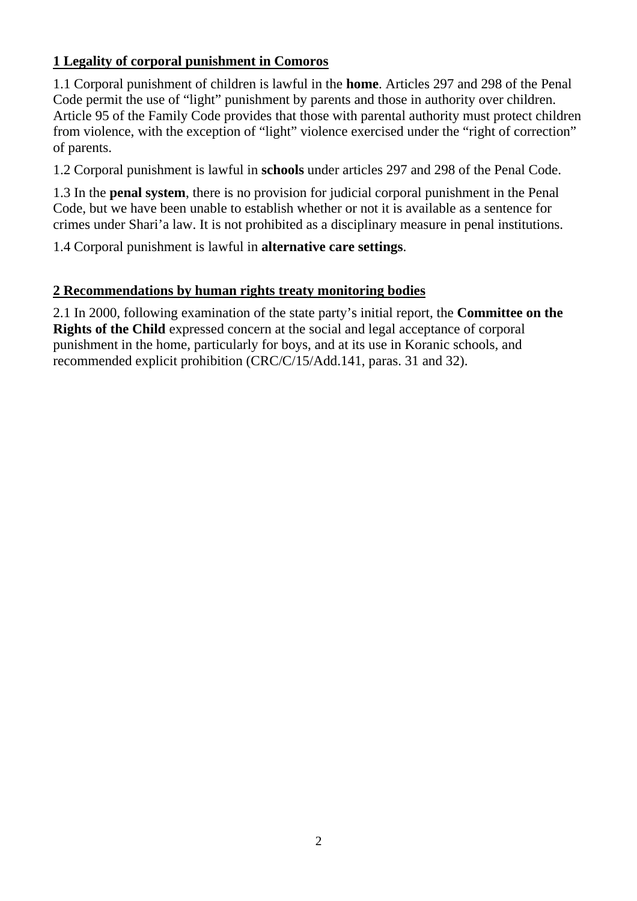## 1 Legality of corporal punishment in Comoros

1.1 Corporal punishment of children is lawful in the **home**. Articles 297 and 298 of the Penal Code permit the use of "light" punishment by parents and those in authority over children. Article 95 of the Family Code provides that those with parental authority must protect children from violence, with the exception of "light" violence exercised under the "right of correction" of parents.

1.2 Corporal punishment is lawful in **schools** under articles 297 and 298 of the Penal Code.

1.3 In the **penal system**, there is no provision for judicial corporal punishment in the Penal Code, but we have been unable to establish whether or not it is available as a sentence for crimes under Shari'a law. It is not prohibited as a disciplinary measure in penal institutions.

1.4 Corporal punishment is lawful in **alternative care settings**.

## 2 Recommendations by human rights treaty monitoring bodies

2.1 In 2000, following examination of the state party's initial report, the **Committee on the Rights of the Child** expressed concern at the social and legal acceptance of corporal punishment in the home, particularly for boys, and at its use in Koranic schools, and recommended explicit prohibition (CRC/C/15/Add.141, paras. 31 and 32).